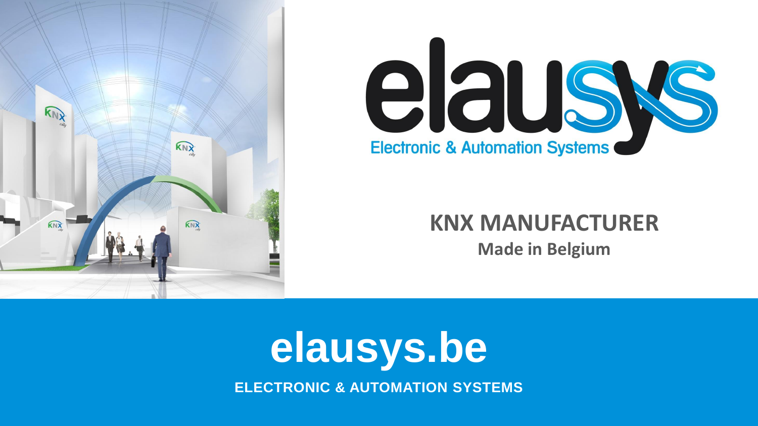# elausys

Electronic & Automation Systems

## KNX MANUFACTURER

**Made in Belgium**

# elausys.be

**ELECTRONIC & AUTOMATION SYSTEMS**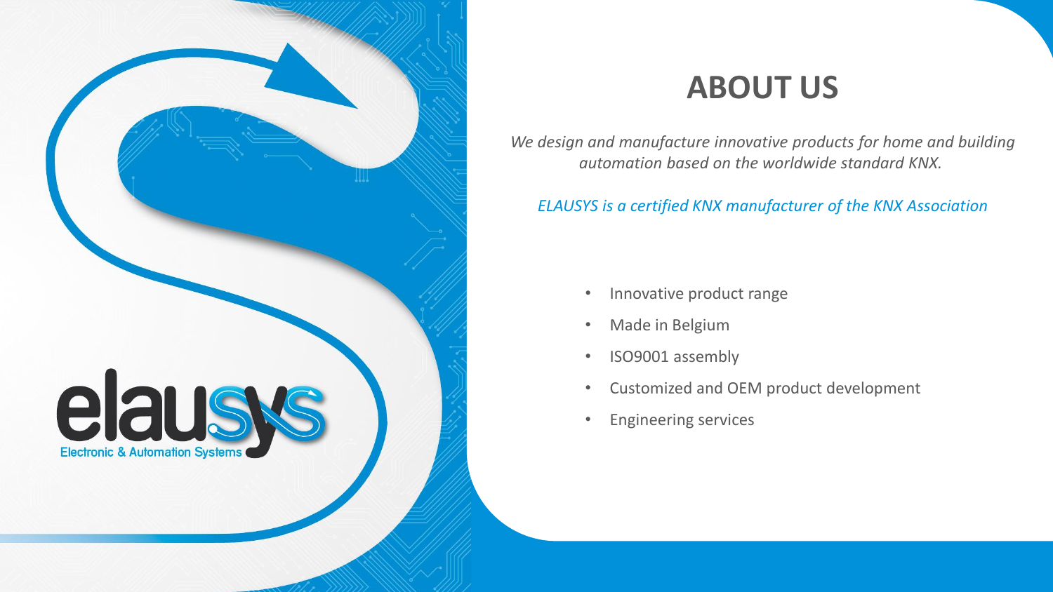elausys

Electronic & Automation Systems

# ABOUT US

*We design and manufacture innovative products for home and building automation based on the worldwide standard KNX.*

*ELAUSYS is a certified KNX manufacturer of the KNX Association*

- Innovative product range
- Made in Belgium
- ISO9001 assembly
- Customized and OEM product development
- Engineering services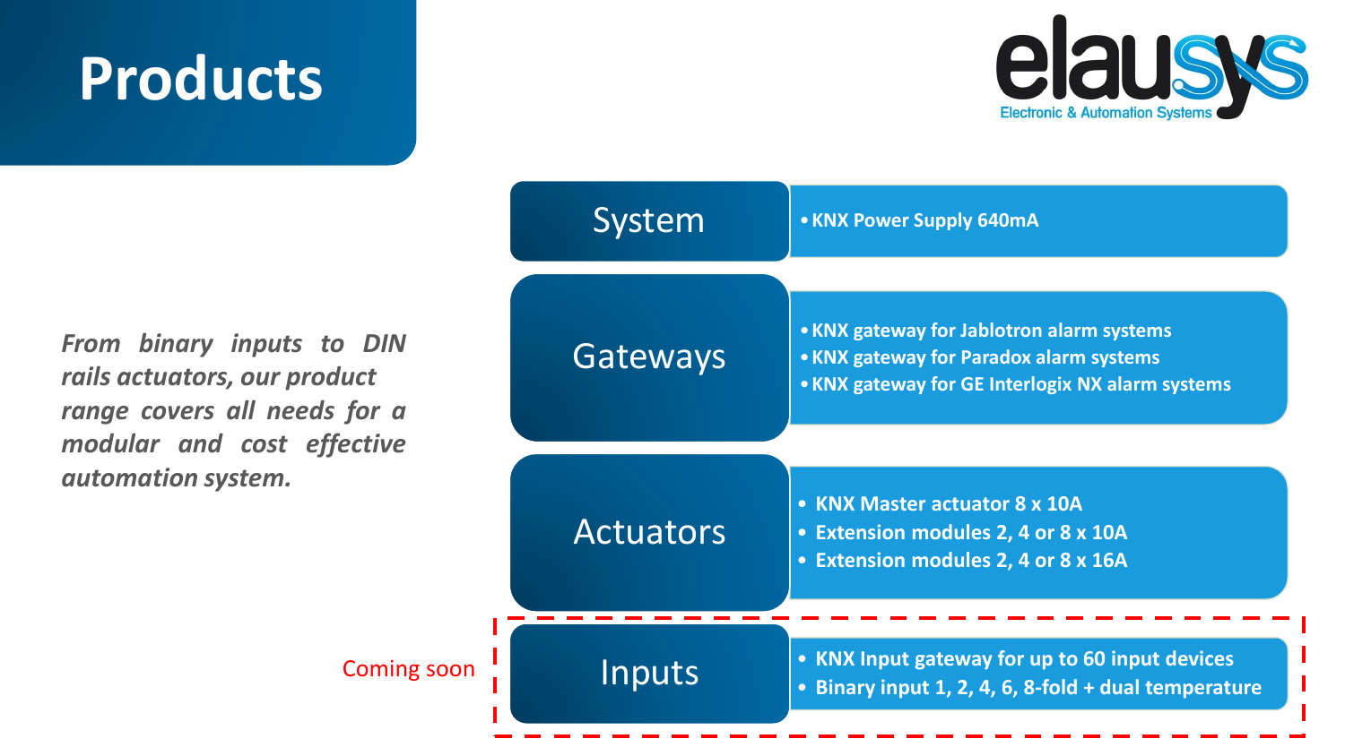# Products

elausys
Electronic & Automation Systems

*From binary inputs to DIN rails actuators, our product range covers all needs for a modular and cost effective automation system.*

## System

- KNX Power Supply 640mA

## Gateways

- KNX gateway for Jablotron alarm systems
- KNX gateway for Paradox alarm systems
- KNX gateway for GE Interlogix NX alarm systems

## Actuators

- KNX Master actuator 8 x 10A
- Extension modules 2, 4 or 8 x 10A
- Extension modules 2, 4 or 8 x 16A

## Inputs

Coming soon

- KNX Input gateway for up to 60 input devices
- Binary input 1, 2, 4, 6, 8-fold + dual temperature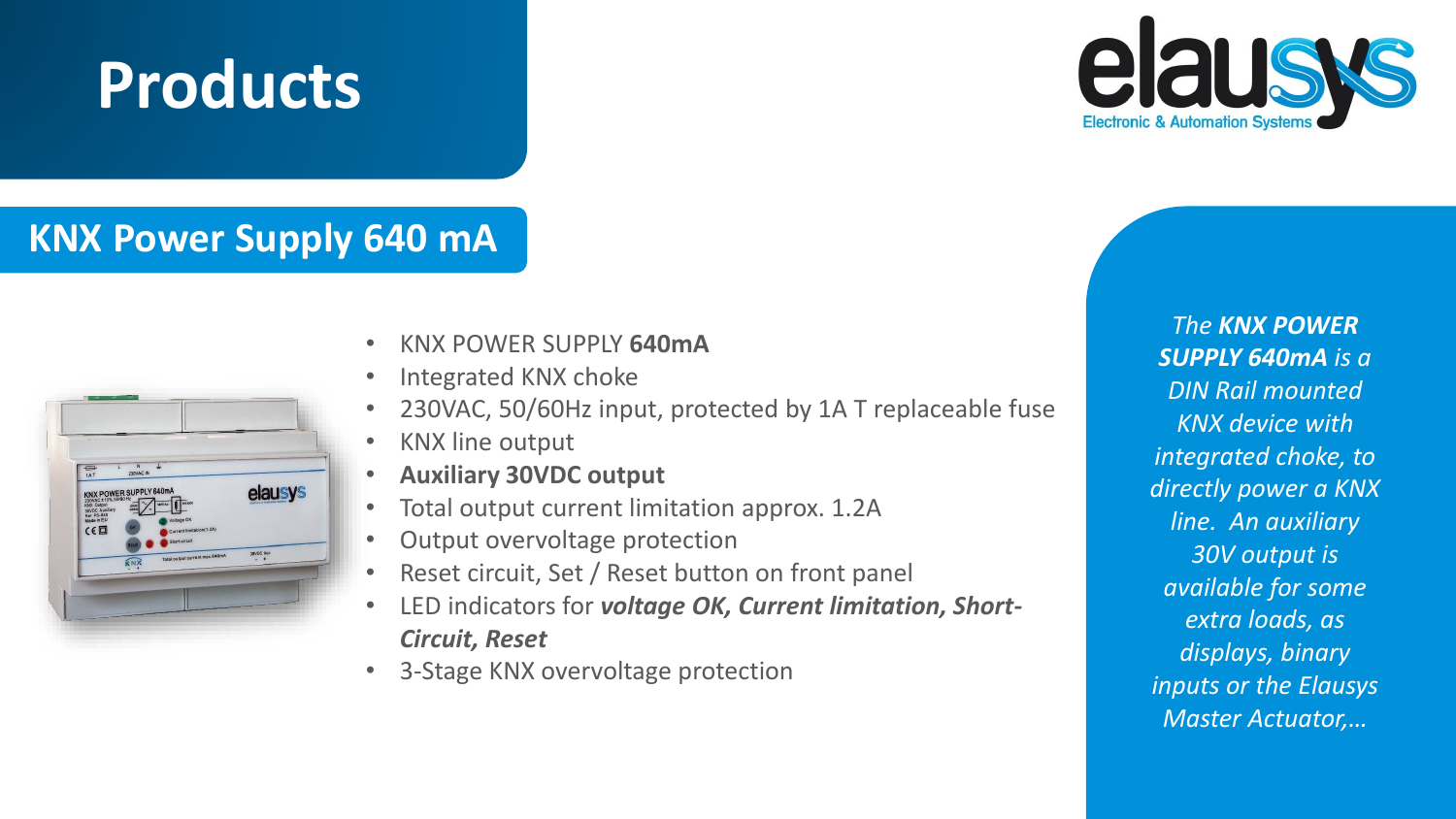# Products

## KNX Power Supply 640 mA

- KNX POWER SUPPLY **640mA**
- Integrated KNX choke
- 230VAC, 50/60Hz input, protected by 1A T replaceable fuse
- KNX line output
- **Auxiliary 30VDC output**
- Total output current limitation approx. 1.2A
- Output overvoltage protection
- Reset circuit, Set / Reset button on front panel
- LED indicators for ***voltage OK, Current limitation, Short-Circuit, Reset***
- 3-Stage KNX overvoltage protection

*The **KNX POWER SUPPLY 640mA** is a DIN Rail mounted KNX device with integrated choke, to directly power a KNX line. An auxiliary 30V output is available for some extra loads, as displays, binary inputs or the Elausys Master Actuator,…*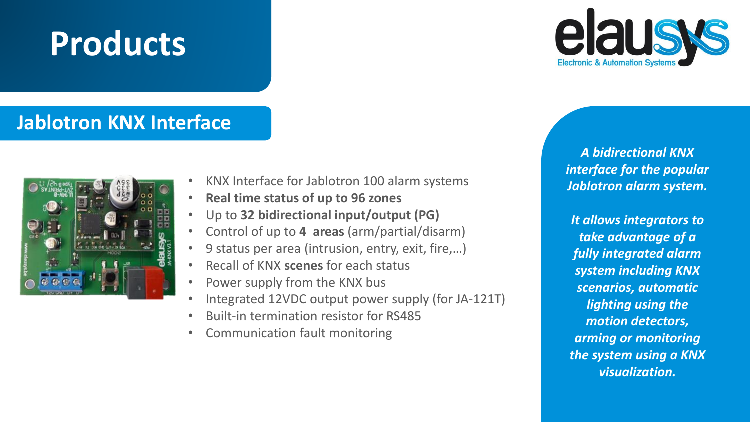# Products

## Jablotron KNX Interface

- KNX Interface for Jablotron 100 alarm systems
- **Real time status of up to 96 zones**
- Up to **32 bidirectional input/output (PG)**
- Control of up to **4 areas** (arm/partial/disarm)
- 9 status per area (intrusion, entry, exit, fire,…)
- Recall of KNX **scenes** for each status
- Power supply from the KNX bus
- Integrated 12VDC output power supply (for JA-121T)
- Built-in termination resistor for RS485
- Communication fault monitoring

***A bidirectional KNX interface for the popular Jablotron alarm system.***

***It allows integrators to take advantage of a fully integrated alarm system including KNX scenarios, automatic lighting using the motion detectors, arming or monitoring the system using a KNX visualization.***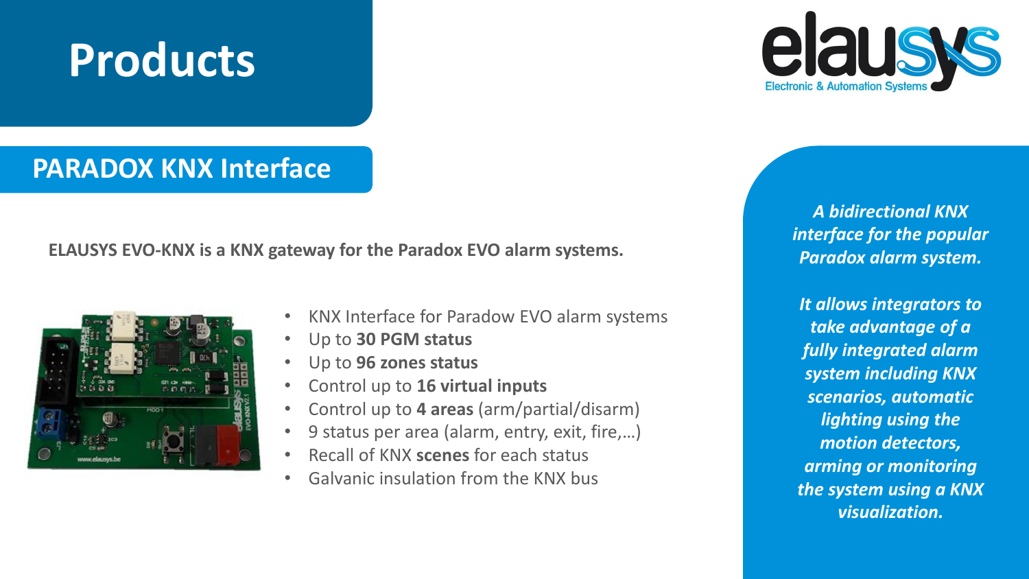# Products

## PARADOX KNX Interface

**ELAUSYS EVO-KNX is a KNX gateway for the Paradox EVO alarm systems.**

- KNX Interface for Paradow EVO alarm systems
- Up to **30 PGM status**
- Up to **96 zones status**
- Control up to **16 virtual inputs**
- Control up to **4 areas** (arm/partial/disarm)
- 9 status per area (alarm, entry, exit, fire,…)
- Recall of KNX **scenes** for each status
- Galvanic insulation from the KNX bus

***A bidirectional KNX interface for the popular Paradox alarm system.***

***It allows integrators to take advantage of a fully integrated alarm system including KNX scenarios, automatic lighting using the motion detectors, arming or monitoring the system using a KNX visualization.***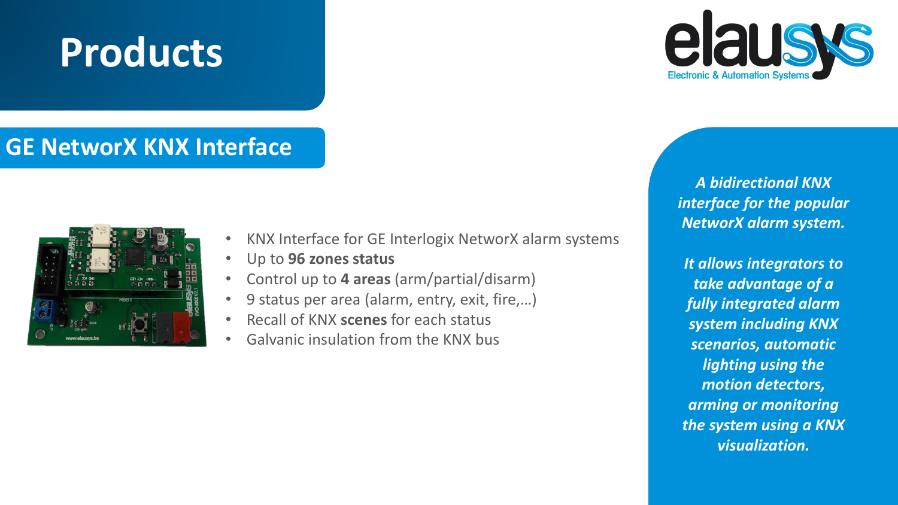# Products

## GE NetworX KNX Interface

- KNX Interface for GE Interlogix NetworX alarm systems
- Up to **96 zones status**
- Control up to **4 areas** (arm/partial/disarm)
- 9 status per area (alarm, entry, exit, fire,…)
- Recall of KNX **scenes** for each status
- Galvanic insulation from the KNX bus

***A bidirectional KNX interface for the popular NetworX alarm system.***

***It allows integrators to take advantage of a fully integrated alarm system including KNX scenarios, automatic lighting using the motion detectors, arming or monitoring the system using a KNX visualization.***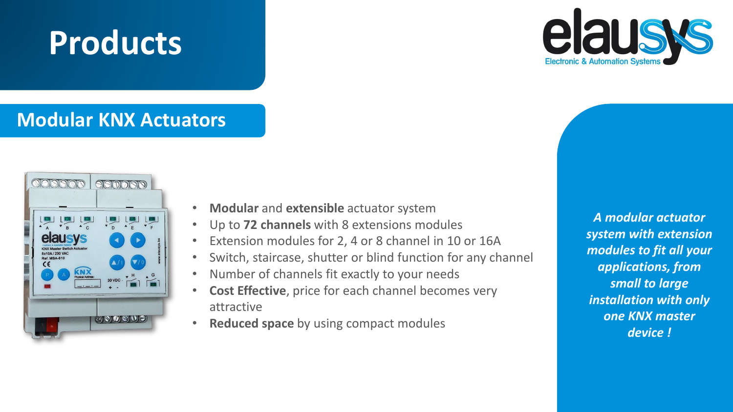# Products

## Modular KNX Actuators

- **Modular** and **extensible** actuator system
- Up to **72 channels** with 8 extensions modules
- Extension modules for 2, 4 or 8 channel in 10 or 16A
- Switch, staircase, shutter or blind function for any channel
- Number of channels fit exactly to your needs
- **Cost Effective**, price for each channel becomes very attractive
- **Reduced space** by using compact modules

***A modular actuator system with extension modules to fit all your applications, from small to large installation with only one KNX master device !***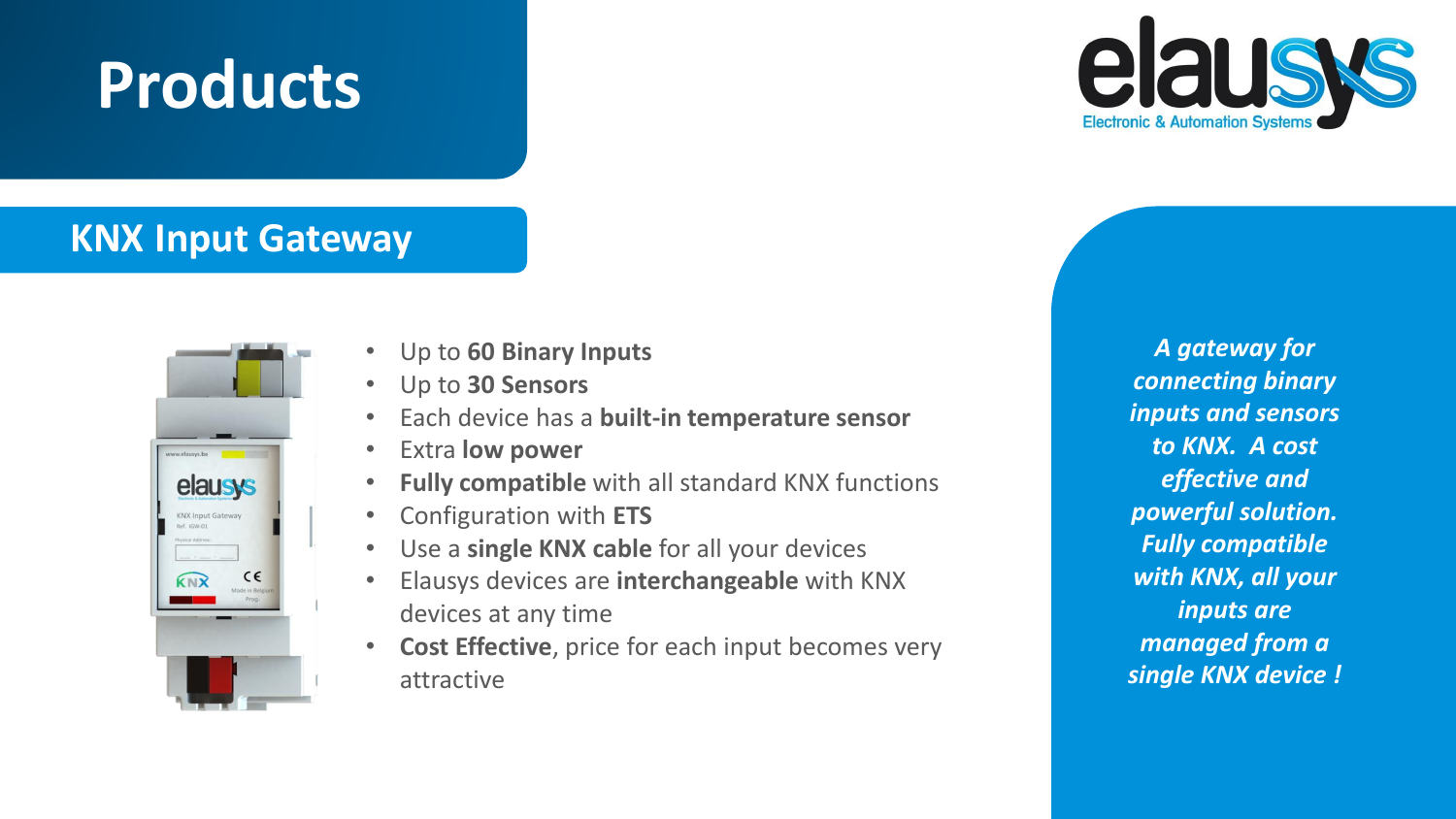# Products

## KNX Input Gateway

- Up to **60 Binary Inputs**
- Up to **30 Sensors**
- Each device has a **built-in temperature sensor**
- Extra **low power**
- **Fully compatible** with all standard KNX functions
- Configuration with **ETS**
- Use a **single KNX cable** for all your devices
- Elausys devices are **interchangeable** with KNX devices at any time
- **Cost Effective**, price for each input becomes very attractive

***A gateway for connecting binary inputs and sensors to KNX. A cost effective and powerful solution. Fully compatible with KNX, all your inputs are managed from a single KNX device !***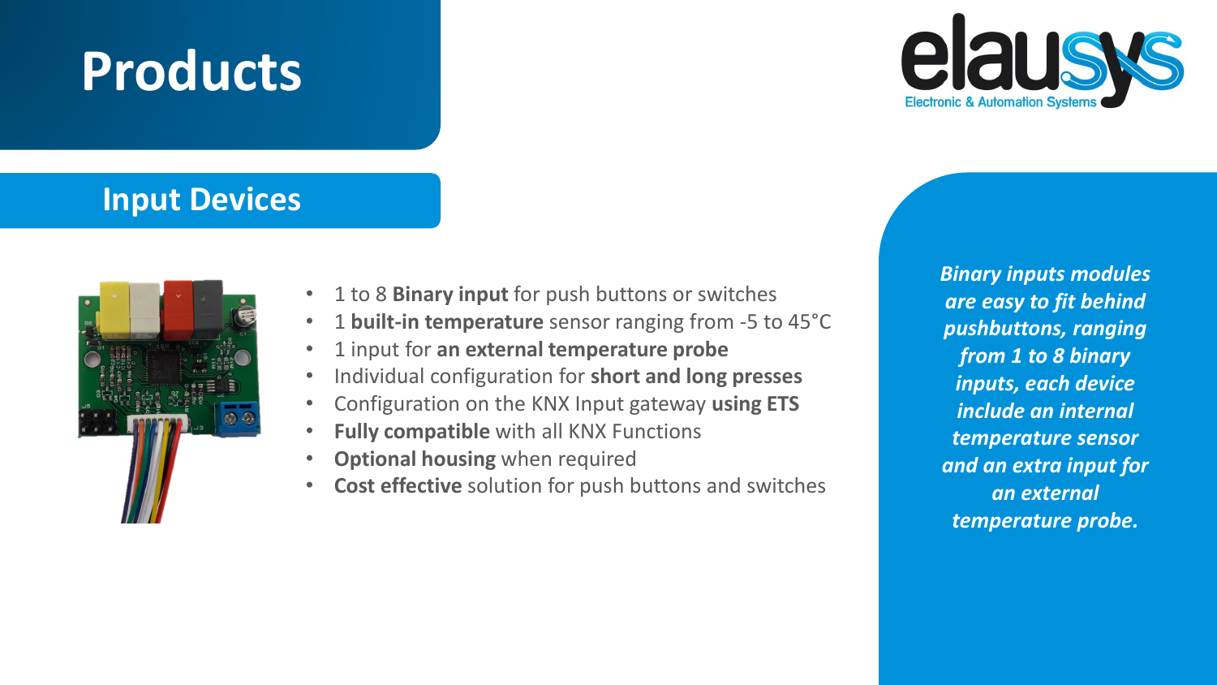# Products

## Input Devices

- 1 to 8 **Binary input** for push buttons or switches
- 1 **built-in temperature** sensor ranging from -5 to 45°C
- 1 input for **an external temperature probe**
- Individual configuration for **short and long presses**
- Configuration on the KNX Input gateway **using ETS**
- **Fully compatible** with all KNX Functions
- **Optional housing** when required
- **Cost effective** solution for push buttons and switches

***Binary inputs modules are easy to fit behind pushbuttons, ranging from 1 to 8 binary inputs, each device include an internal temperature sensor and an extra input for an external temperature probe.***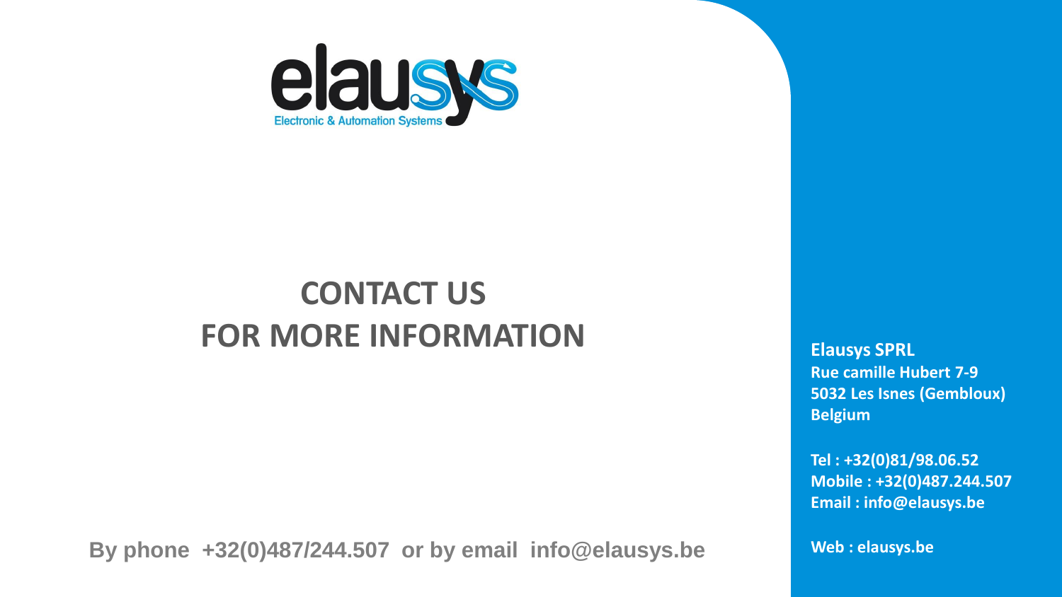elausys

Electronic & Automation Systems

# CONTACT US
# FOR MORE INFORMATION

By phone +32(0)487/244.507 or by email info@elausys.be

**Elausys SPRL**
**Rue camille Hubert 7-9**
**5032 Les Isnes (Gembloux)**
**Belgium**

**Tel : +32(0)81/98.06.52**
**Mobile : +32(0)487.244.507**
**Email : info@elausys.be**

**Web : elausys.be**